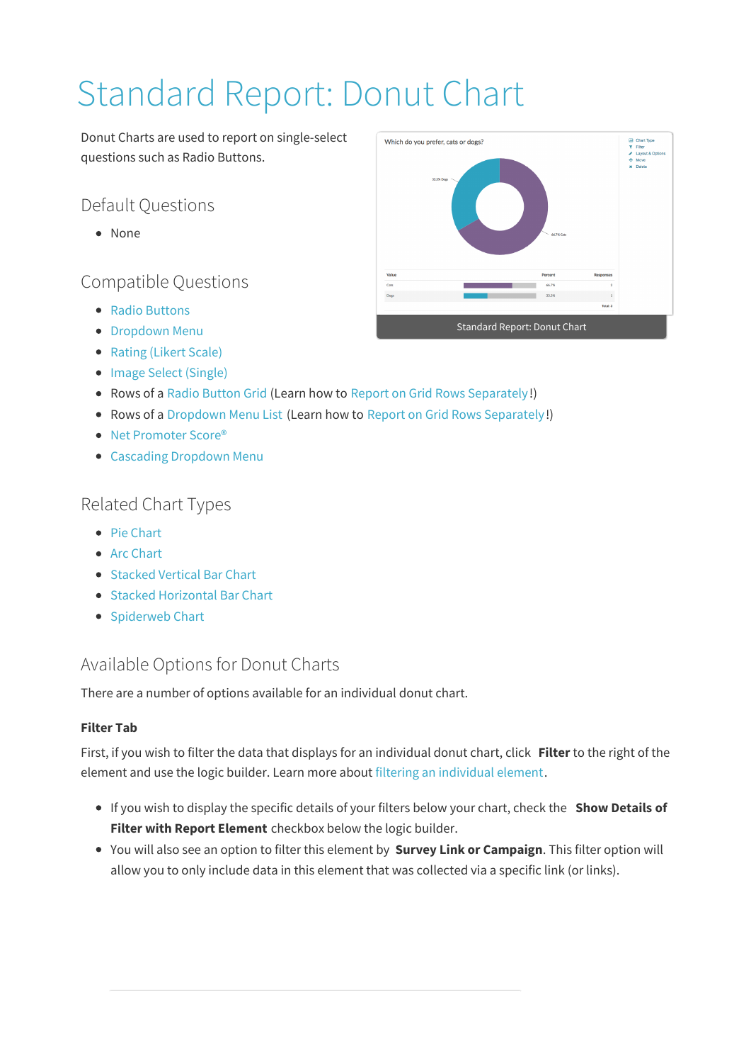# Standard Report: Donut Chart

Donut Charts are used to report on single-select questions such as Radio Buttons.

Standard Report: Donut Chart

## Default Questions

- None

## Compatible Questions

- Radio Buttons
- Dropdown Menu
- Rating (Likert Scale)
- Image Select (Single)
- Rows of a Radio Button Grid (Learn how to Report on Grid Rows Separately!)
- Rows of a Dropdown Menu List (Learn how to Report on Grid Rows Separately!)
- Net Promoter Score®
- Cascading Dropdown Menu

## Related Chart Types

- Pie Chart
- Arc Chart
- Stacked Vertical Bar Chart
- Stacked Horizontal Bar Chart
- Spiderweb Chart

## Available Options for Donut Charts

There are a number of options available for an individual donut chart.

### Filter Tab

First, if you wish to filter the data that displays for an individual donut chart, click **Filter** to the right of the element and use the logic builder. Learn more about filtering an individual element.

- If you wish to display the specific details of your filters below your chart, check the **Show Details of Filter with Report Element** checkbox below the logic builder.
- You will also see an option to filter this element by **Survey Link or Campaign**. This filter option will allow you to only include data in this element that was collected via a specific link (or links).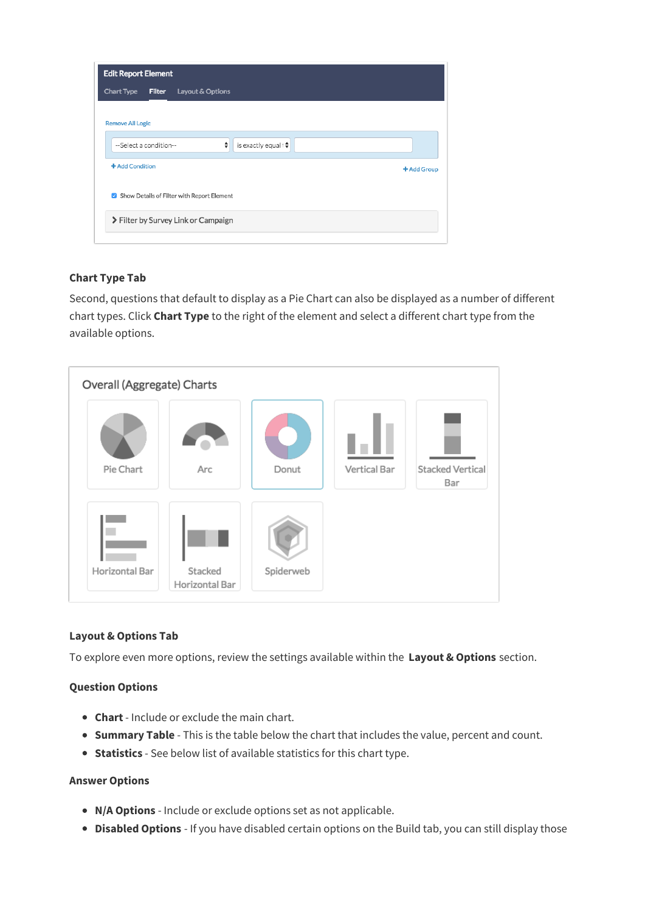### Chart Type Tab

Second, questions that default to display as a Pie Chart can also be displayed as a number of different chart types. Click **Chart Type** to the right of the element and select a different chart type from the available options.

### Layout & Options Tab

To explore even more options, review the settings available within the **Layout & Options** section.

#### Question Options

- **Chart** - Include or exclude the main chart.
- **Summary Table** - This is the table below the chart that includes the value, percent and count.
- **Statistics** - See below list of available statistics for this chart type.

#### Answer Options

- **N/A Options** - Include or exclude options set as not applicable.
- **Disabled Options** - If you have disabled certain options on the Build tab, you can still display those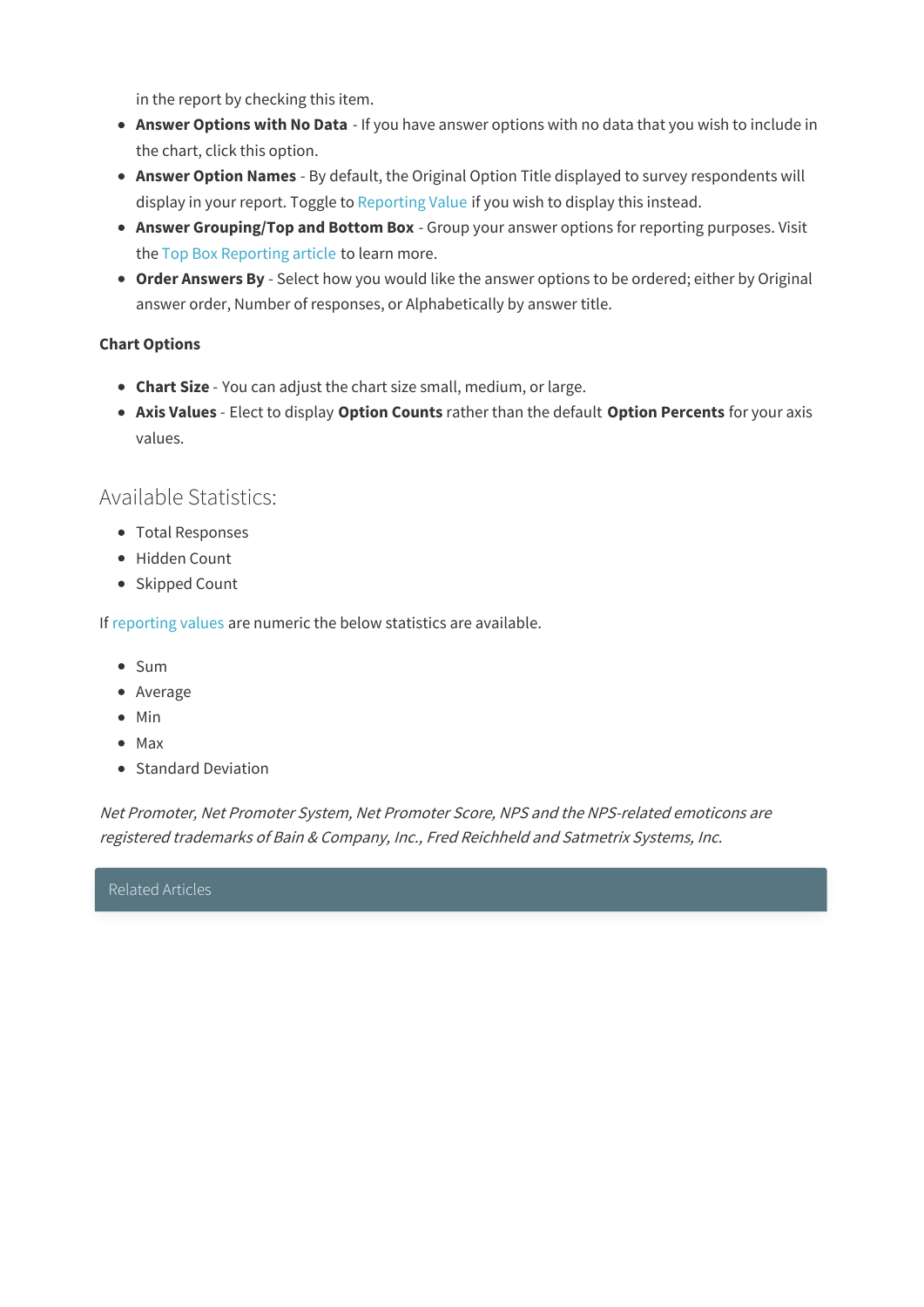in the report by checking this item.

- **Answer Options with No Data** - If you have answer options with no data that you wish to include in the chart, click this option.
- **Answer Option Names** - By default, the Original Option Title displayed to survey respondents will display in your report. Toggle to Reporting Value if you wish to display this instead.
- **Answer Grouping/Top and Bottom Box** - Group your answer options for reporting purposes. Visit the Top Box Reporting article to learn more.
- **Order Answers By** - Select how you would like the answer options to be ordered; either by Original answer order, Number of responses, or Alphabetically by answer title.

**Chart Options**

- **Chart Size** - You can adjust the chart size small, medium, or large.
- **Axis Values** - Elect to display **Option Counts** rather than the default **Option Percents** for your axis values.

## Available Statistics:

- Total Responses
- Hidden Count
- Skipped Count

If reporting values are numeric the below statistics are available.

- Sum
- Average
- Min
- Max
- Standard Deviation

*Net Promoter, Net Promoter System, Net Promoter Score, NPS and the NPS-related emoticons are registered trademarks of Bain & Company, Inc., Fred Reichheld and Satmetrix Systems, Inc.*

Related Articles